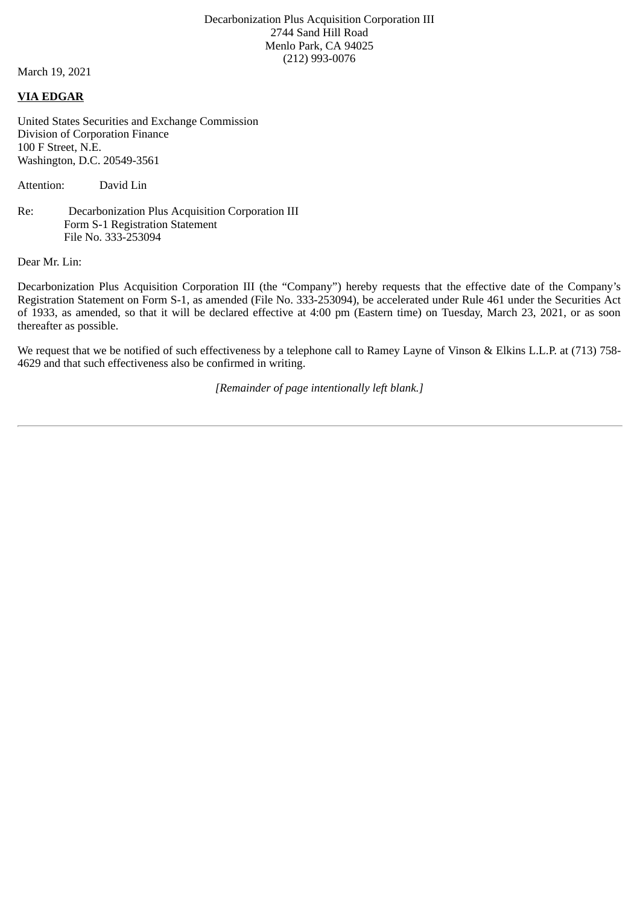Decarbonization Plus Acquisition Corporation III
2744 Sand Hill Road
Menlo Park, CA 94025
(212) 993-0076

March 19, 2021

**VIA EDGAR**

United States Securities and Exchange Commission
Division of Corporation Finance
100 F Street, N.E.
Washington, D.C. 20549-3561

Attention: David Lin

Re: Decarbonization Plus Acquisition Corporation III
Form S-1 Registration Statement
File No. 333-253094

Dear Mr. Lin:

Decarbonization Plus Acquisition Corporation III (the "Company") hereby requests that the effective date of the Company's Registration Statement on Form S-1, as amended (File No. 333-253094), be accelerated under Rule 461 under the Securities Act of 1933, as amended, so that it will be declared effective at 4:00 pm (Eastern time) on Tuesday, March 23, 2021, or as soon thereafter as possible.

We request that we be notified of such effectiveness by a telephone call to Ramey Layne of Vinson & Elkins L.L.P. at (713) 758-4629 and that such effectiveness also be confirmed in writing.

*[Remainder of page intentionally left blank.]*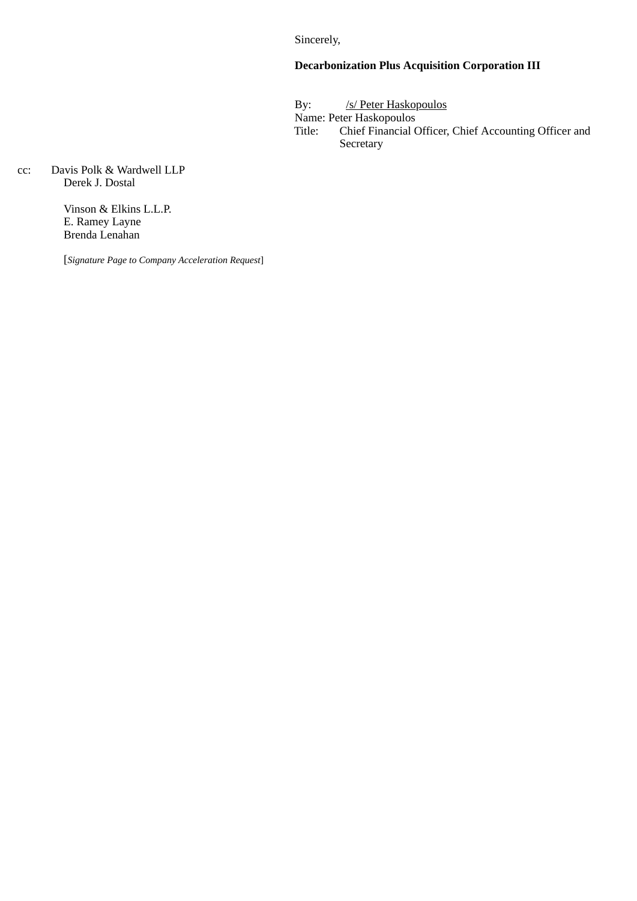Sincerely,

**Decarbonization Plus Acquisition Corporation III**

By: /s/ Peter Haskopoulos
Name: Peter Haskopoulos
Title: Chief Financial Officer, Chief Accounting Officer and Secretary

cc: Davis Polk & Wardwell LLP
Derek J. Dostal

Vinson & Elkins L.L.P.
E. Ramey Layne
Brenda Lenahan

[*Signature Page to Company Acceleration Request*]